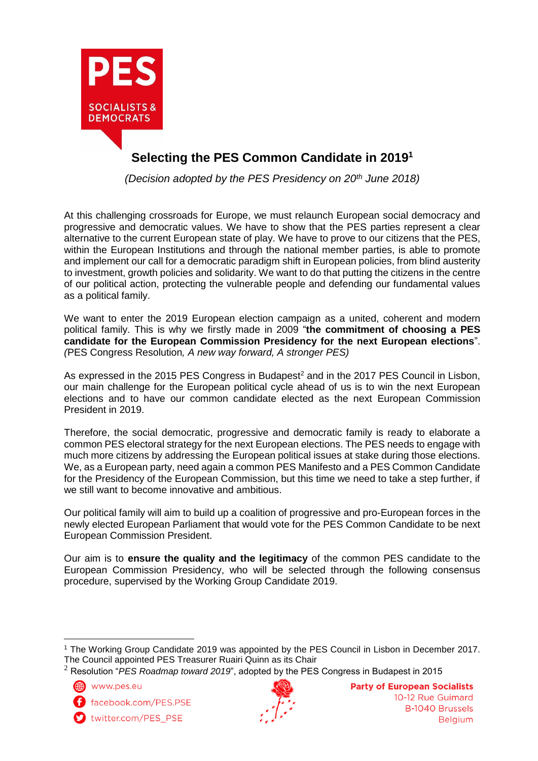# Selecting the PES Common Candidate in 2019[1]

*(Decision adopted by the PES Presidency on 20th June 2018)*

At this challenging crossroads for Europe, we must relaunch European social democracy and progressive and democratic values. We have to show that the PES parties represent a clear alternative to the current European state of play. We have to prove to our citizens that the PES, within the European Institutions and through the national member parties, is able to promote and implement our call for a democratic paradigm shift in European policies, from blind austerity to investment, growth policies and solidarity. We want to do that putting the citizens in the centre of our political action, protecting the vulnerable people and defending our fundamental values as a political family.

We want to enter the 2019 European election campaign as a united, coherent and modern political family. This is why we firstly made in 2009 "**the commitment of choosing a PES candidate for the European Commission Presidency for the next European elections**". *(*PES Congress Resolution*, A new way forward, A stronger PES)*

As expressed in the 2015 PES Congress in Budapest[2] and in the 2017 PES Council in Lisbon, our main challenge for the European political cycle ahead of us is to win the next European elections and to have our common candidate elected as the next European Commission President in 2019.

Therefore, the social democratic, progressive and democratic family is ready to elaborate a common PES electoral strategy for the next European elections. The PES needs to engage with much more citizens by addressing the European political issues at stake during those elections. We, as a European party, need again a common PES Manifesto and a PES Common Candidate for the Presidency of the European Commission, but this time we need to take a step further, if we still want to become innovative and ambitious.

Our political family will aim to build up a coalition of progressive and pro-European forces in the newly elected European Parliament that would vote for the PES Common Candidate to be next European Commission President.

Our aim is to **ensure the quality and the legitimacy** of the common PES candidate to the European Commission Presidency, who will be selected through the following consensus procedure, supervised by the Working Group Candidate 2019.

---

[1] The Working Group Candidate 2019 was appointed by the PES Council in Lisbon in December 2017. The Council appointed PES Treasurer Ruairi Quinn as its Chair

[2] Resolution "*PES Roadmap toward 2019*", adopted by the PES Congress in Budapest in 2015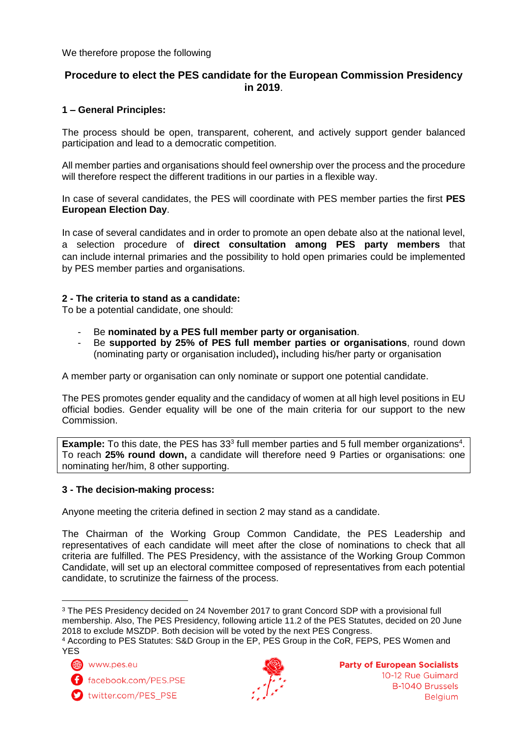We therefore propose the following

## Procedure to elect the PES candidate for the European Commission Presidency in 2019.

### 1 – General Principles:

The process should be open, transparent, coherent, and actively support gender balanced participation and lead to a democratic competition.

All member parties and organisations should feel ownership over the process and the procedure will therefore respect the different traditions in our parties in a flexible way.

In case of several candidates, the PES will coordinate with PES member parties the first **PES European Election Day**.

In case of several candidates and in order to promote an open debate also at the national level, a selection procedure of **direct consultation among PES party members** that can include internal primaries and the possibility to hold open primaries could be implemented by PES member parties and organisations.

### 2 - The criteria to stand as a candidate:

To be a potential candidate, one should:

- Be **nominated by a PES full member party or organisation**.
- Be **supported by 25% of PES full member parties or organisations**, round down (nominating party or organisation included)**,** including his/her party or organisation

A member party or organisation can only nominate or support one potential candidate.

The PES promotes gender equality and the candidacy of women at all high level positions in EU official bodies. Gender equality will be one of the main criteria for our support to the new Commission.

**Example:** To this date, the PES has 33[3] full member parties and 5 full member organizations[4]. To reach **25% round down,** a candidate will therefore need 9 Parties or organisations: one nominating her/him, 8 other supporting.

### 3 - The decision-making process:

Anyone meeting the criteria defined in section 2 may stand as a candidate.

The Chairman of the Working Group Common Candidate, the PES Leadership and representatives of each candidate will meet after the close of nominations to check that all criteria are fulfilled. The PES Presidency, with the assistance of the Working Group Common Candidate, will set up an electoral committee composed of representatives from each potential candidate, to scrutinize the fairness of the process.

[3] The PES Presidency decided on 24 November 2017 to grant Concord SDP with a provisional full membership. Also, The PES Presidency, following article 11.2 of the PES Statutes, decided on 20 June 2018 to exclude MSZDP. Both decision will be voted by the next PES Congress.

[4] According to PES Statutes: S&D Group in the EP, PES Group in the CoR, FEPS, PES Women and YES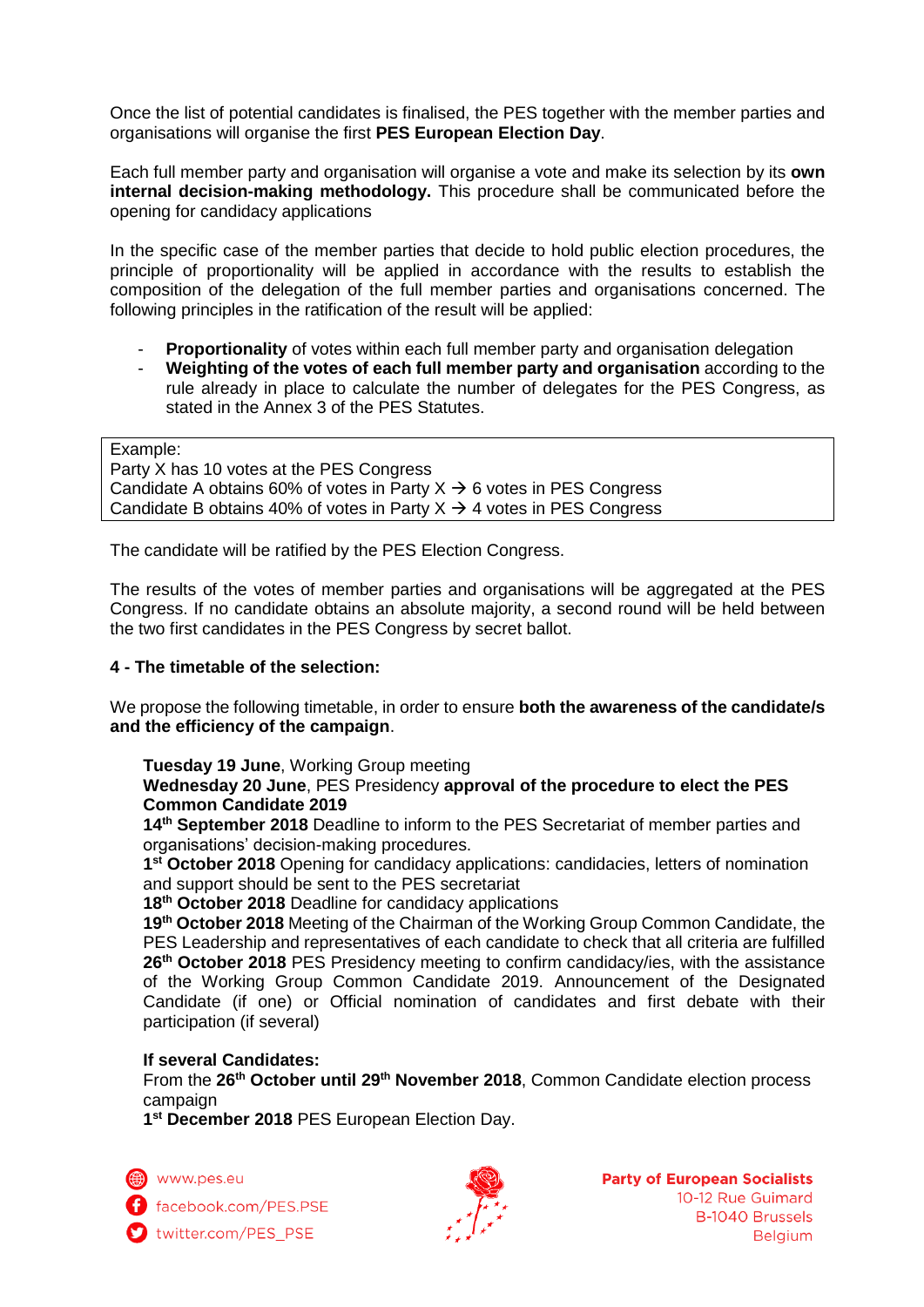Once the list of potential candidates is finalised, the PES together with the member parties and organisations will organise the first **PES European Election Day**.

Each full member party and organisation will organise a vote and make its selection by its **own internal decision-making methodology.** This procedure shall be communicated before the opening for candidacy applications

In the specific case of the member parties that decide to hold public election procedures, the principle of proportionality will be applied in accordance with the results to establish the composition of the delegation of the full member parties and organisations concerned. The following principles in the ratification of the result will be applied:

- **Proportionality** of votes within each full member party and organisation delegation
- **Weighting of the votes of each full member party and organisation** according to the rule already in place to calculate the number of delegates for the PES Congress, as stated in the Annex 3 of the PES Statutes.

| Example: |
|---|
| Party X has 10 votes at the PES Congress |
| Candidate A obtains 60% of votes in Party X → 6 votes in PES Congress |
| Candidate B obtains 40% of votes in Party X → 4 votes in PES Congress |

The candidate will be ratified by the PES Election Congress.

The results of the votes of member parties and organisations will be aggregated at the PES Congress. If no candidate obtains an absolute majority, a second round will be held between the two first candidates in the PES Congress by secret ballot.

**4 - The timetable of the selection:**

We propose the following timetable, in order to ensure **both the awareness of the candidate/s and the efficiency of the campaign**.

**Tuesday 19 June**, Working Group meeting
**Wednesday 20 June**, PES Presidency **approval of the procedure to elect the PES Common Candidate 2019**
**14th September 2018** Deadline to inform to the PES Secretariat of member parties and organisations' decision-making procedures.
**1st October 2018** Opening for candidacy applications: candidacies, letters of nomination and support should be sent to the PES secretariat
**18th October 2018** Deadline for candidacy applications
**19th October 2018** Meeting of the Chairman of the Working Group Common Candidate, the PES Leadership and representatives of each candidate to check that all criteria are fulfilled
**26th October 2018** PES Presidency meeting to confirm candidacy/ies, with the assistance of the Working Group Common Candidate 2019. Announcement of the Designated Candidate (if one) or Official nomination of candidates and first debate with their participation (if several)

**If several Candidates:**
From the **26th October until 29th November 2018**, Common Candidate election process campaign
**1st December 2018** PES European Election Day.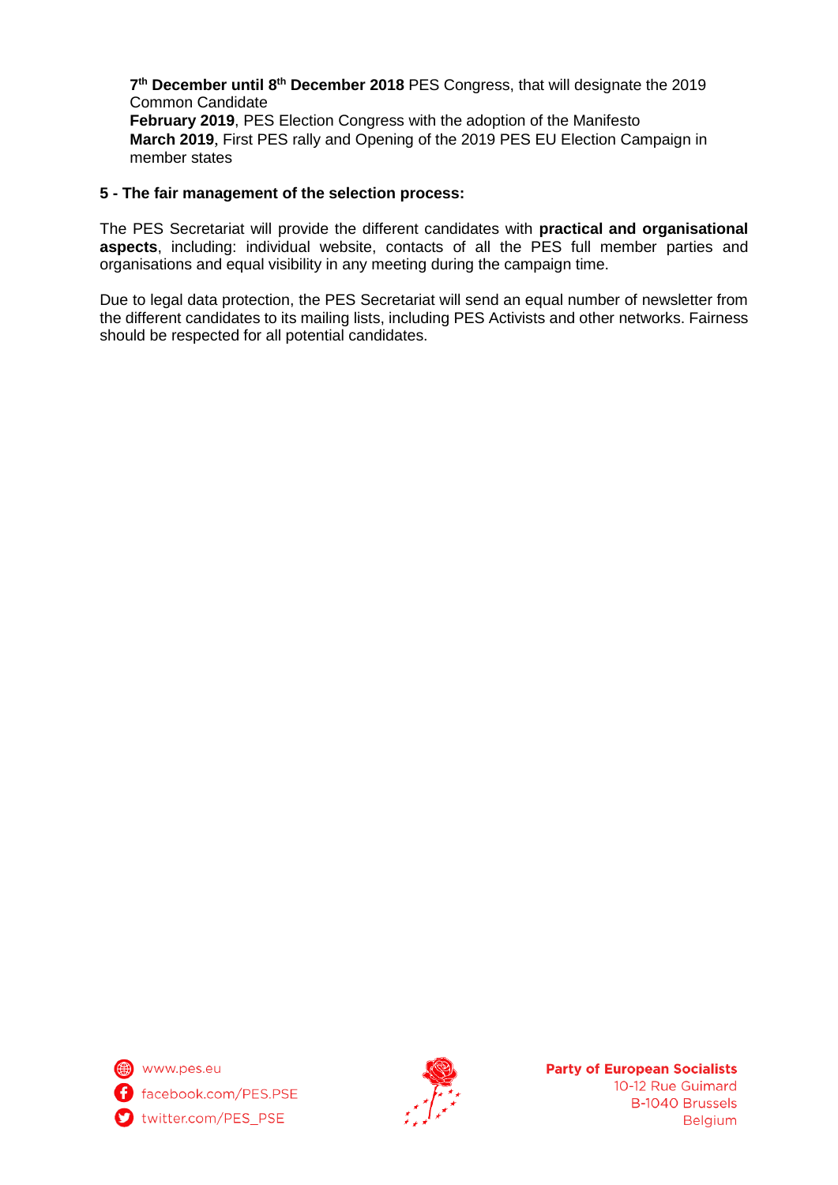**7th December until 8th December 2018** PES Congress, that will designate the 2019 Common Candidate
**February 2019**, PES Election Congress with the adoption of the Manifesto
**March 2019**, First PES rally and Opening of the 2019 PES EU Election Campaign in member states

**5 - The fair management of the selection process:**

The PES Secretariat will provide the different candidates with **practical and organisational aspects**, including: individual website, contacts of all the PES full member parties and organisations and equal visibility in any meeting during the campaign time.

Due to legal data protection, the PES Secretariat will send an equal number of newsletter from the different candidates to its mailing lists, including PES Activists and other networks. Fairness should be respected for all potential candidates.